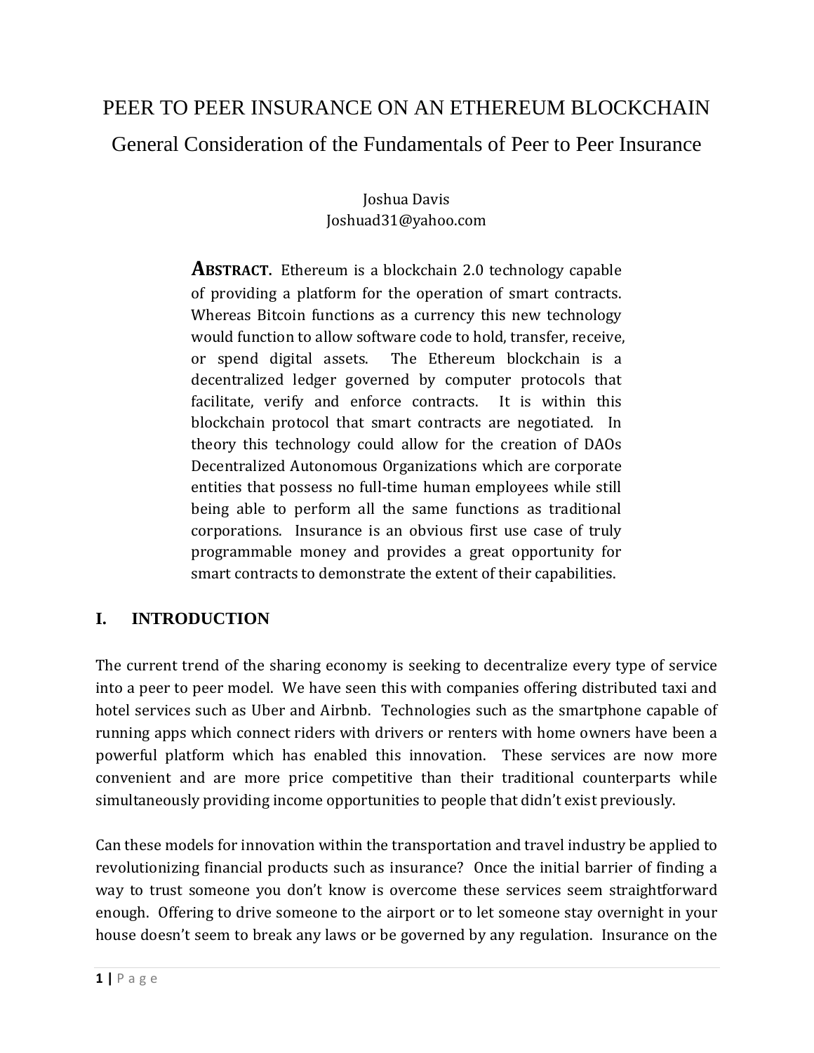# PEER TO PEER INSURANCE ON AN ETHEREUM BLOCKCHAIN

## General Consideration of the Fundamentals of Peer to Peer Insurance

Joshua Davis
Joshuad31@yahoo.com

**ABSTRACT.** Ethereum is a blockchain 2.0 technology capable of providing a platform for the operation of smart contracts. Whereas Bitcoin functions as a currency this new technology would function to allow software code to hold, transfer, receive, or spend digital assets. The Ethereum blockchain is a decentralized ledger governed by computer protocols that facilitate, verify and enforce contracts. It is within this blockchain protocol that smart contracts are negotiated. In theory this technology could allow for the creation of DAOs Decentralized Autonomous Organizations which are corporate entities that possess no full-time human employees while still being able to perform all the same functions as traditional corporations. Insurance is an obvious first use case of truly programmable money and provides a great opportunity for smart contracts to demonstrate the extent of their capabilities.

## I. INTRODUCTION

The current trend of the sharing economy is seeking to decentralize every type of service into a peer to peer model. We have seen this with companies offering distributed taxi and hotel services such as Uber and Airbnb. Technologies such as the smartphone capable of running apps which connect riders with drivers or renters with home owners have been a powerful platform which has enabled this innovation. These services are now more convenient and are more price competitive than their traditional counterparts while simultaneously providing income opportunities to people that didn't exist previously.

Can these models for innovation within the transportation and travel industry be applied to revolutionizing financial products such as insurance? Once the initial barrier of finding a way to trust someone you don't know is overcome these services seem straightforward enough. Offering to drive someone to the airport or to let someone stay overnight in your house doesn't seem to break any laws or be governed by any regulation. Insurance on the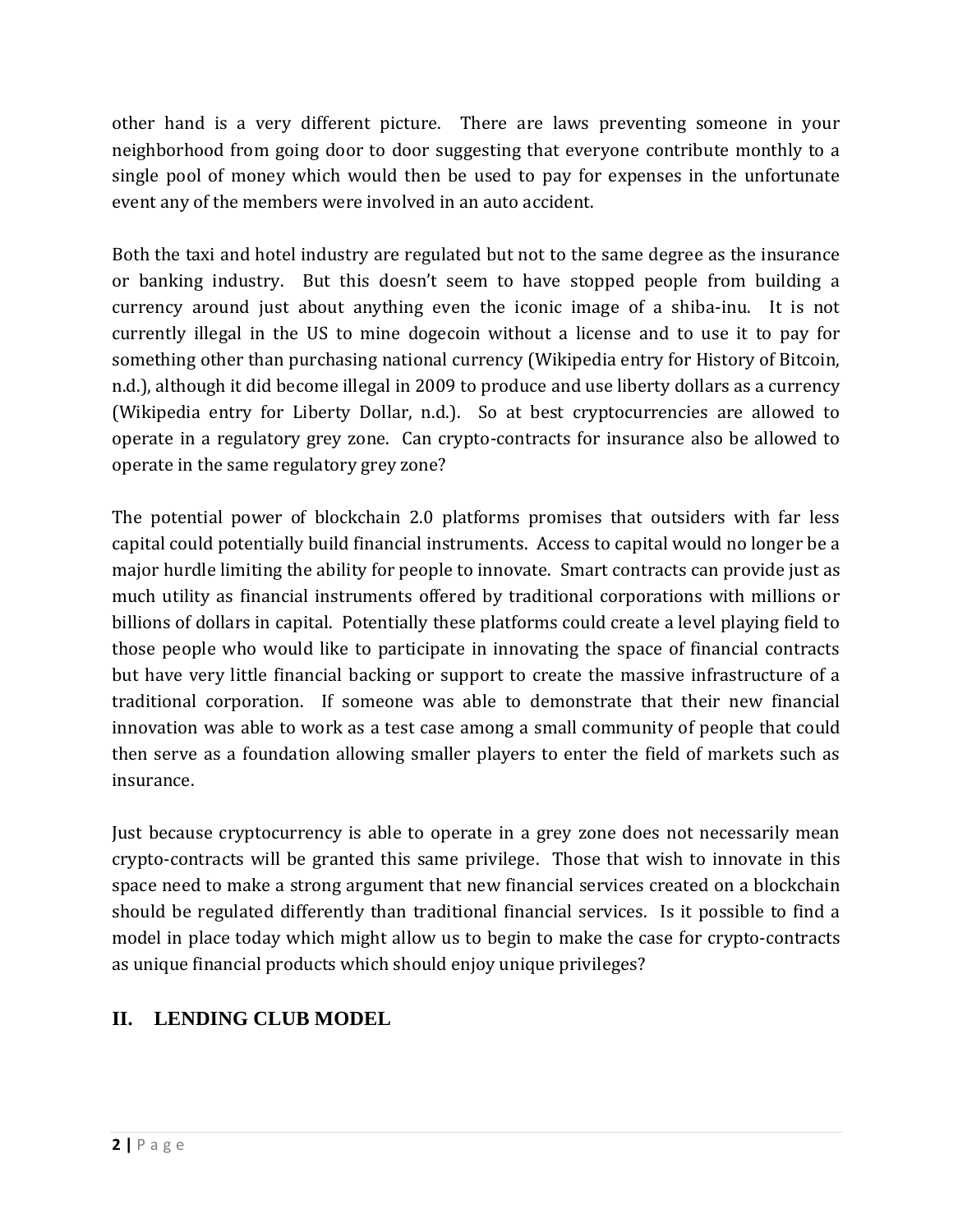other hand is a very different picture. There are laws preventing someone in your neighborhood from going door to door suggesting that everyone contribute monthly to a single pool of money which would then be used to pay for expenses in the unfortunate event any of the members were involved in an auto accident.

Both the taxi and hotel industry are regulated but not to the same degree as the insurance or banking industry. But this doesn't seem to have stopped people from building a currency around just about anything even the iconic image of a shiba-inu. It is not currently illegal in the US to mine dogecoin without a license and to use it to pay for something other than purchasing national currency (Wikipedia entry for History of Bitcoin, n.d.), although it did become illegal in 2009 to produce and use liberty dollars as a currency (Wikipedia entry for Liberty Dollar, n.d.). So at best cryptocurrencies are allowed to operate in a regulatory grey zone. Can crypto-contracts for insurance also be allowed to operate in the same regulatory grey zone?

The potential power of blockchain 2.0 platforms promises that outsiders with far less capital could potentially build financial instruments. Access to capital would no longer be a major hurdle limiting the ability for people to innovate. Smart contracts can provide just as much utility as financial instruments offered by traditional corporations with millions or billions of dollars in capital. Potentially these platforms could create a level playing field to those people who would like to participate in innovating the space of financial contracts but have very little financial backing or support to create the massive infrastructure of a traditional corporation. If someone was able to demonstrate that their new financial innovation was able to work as a test case among a small community of people that could then serve as a foundation allowing smaller players to enter the field of markets such as insurance.

Just because cryptocurrency is able to operate in a grey zone does not necessarily mean crypto-contracts will be granted this same privilege. Those that wish to innovate in this space need to make a strong argument that new financial services created on a blockchain should be regulated differently than traditional financial services. Is it possible to find a model in place today which might allow us to begin to make the case for crypto-contracts as unique financial products which should enjoy unique privileges?

## II. LENDING CLUB MODEL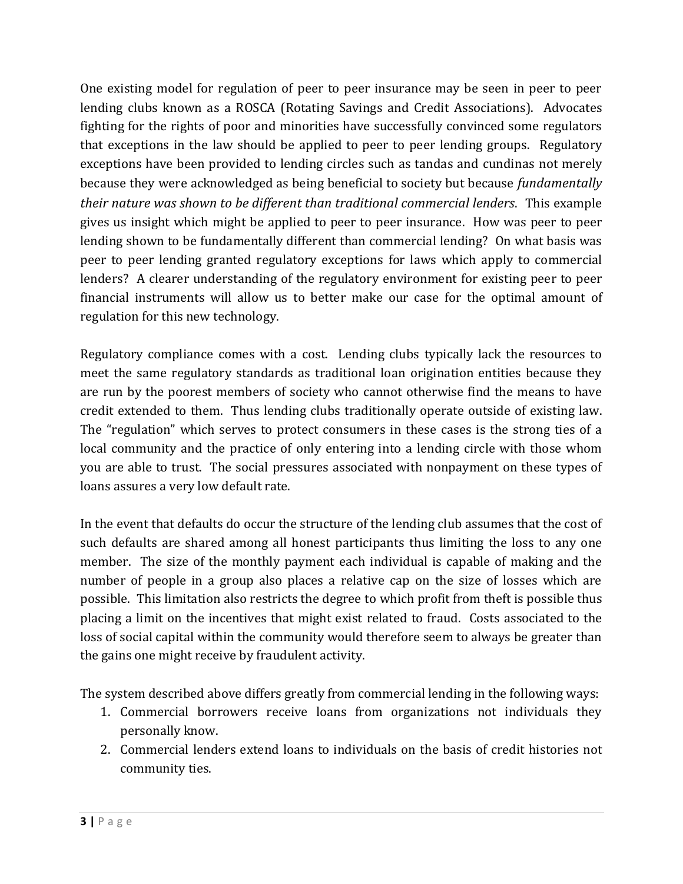One existing model for regulation of peer to peer insurance may be seen in peer to peer lending clubs known as a ROSCA (Rotating Savings and Credit Associations). Advocates fighting for the rights of poor and minorities have successfully convinced some regulators that exceptions in the law should be applied to peer to peer lending groups. Regulatory exceptions have been provided to lending circles such as tandas and cundinas not merely because they were acknowledged as being beneficial to society but because *fundamentally their nature was shown to be different than traditional commercial lenders*. This example gives us insight which might be applied to peer to peer insurance. How was peer to peer lending shown to be fundamentally different than commercial lending? On what basis was peer to peer lending granted regulatory exceptions for laws which apply to commercial lenders? A clearer understanding of the regulatory environment for existing peer to peer financial instruments will allow us to better make our case for the optimal amount of regulation for this new technology.

Regulatory compliance comes with a cost. Lending clubs typically lack the resources to meet the same regulatory standards as traditional loan origination entities because they are run by the poorest members of society who cannot otherwise find the means to have credit extended to them. Thus lending clubs traditionally operate outside of existing law. The "regulation" which serves to protect consumers in these cases is the strong ties of a local community and the practice of only entering into a lending circle with those whom you are able to trust. The social pressures associated with nonpayment on these types of loans assures a very low default rate.

In the event that defaults do occur the structure of the lending club assumes that the cost of such defaults are shared among all honest participants thus limiting the loss to any one member. The size of the monthly payment each individual is capable of making and the number of people in a group also places a relative cap on the size of losses which are possible. This limitation also restricts the degree to which profit from theft is possible thus placing a limit on the incentives that might exist related to fraud. Costs associated to the loss of social capital within the community would therefore seem to always be greater than the gains one might receive by fraudulent activity.

The system described above differs greatly from commercial lending in the following ways:

1. Commercial borrowers receive loans from organizations not individuals they personally know.
2. Commercial lenders extend loans to individuals on the basis of credit histories not community ties.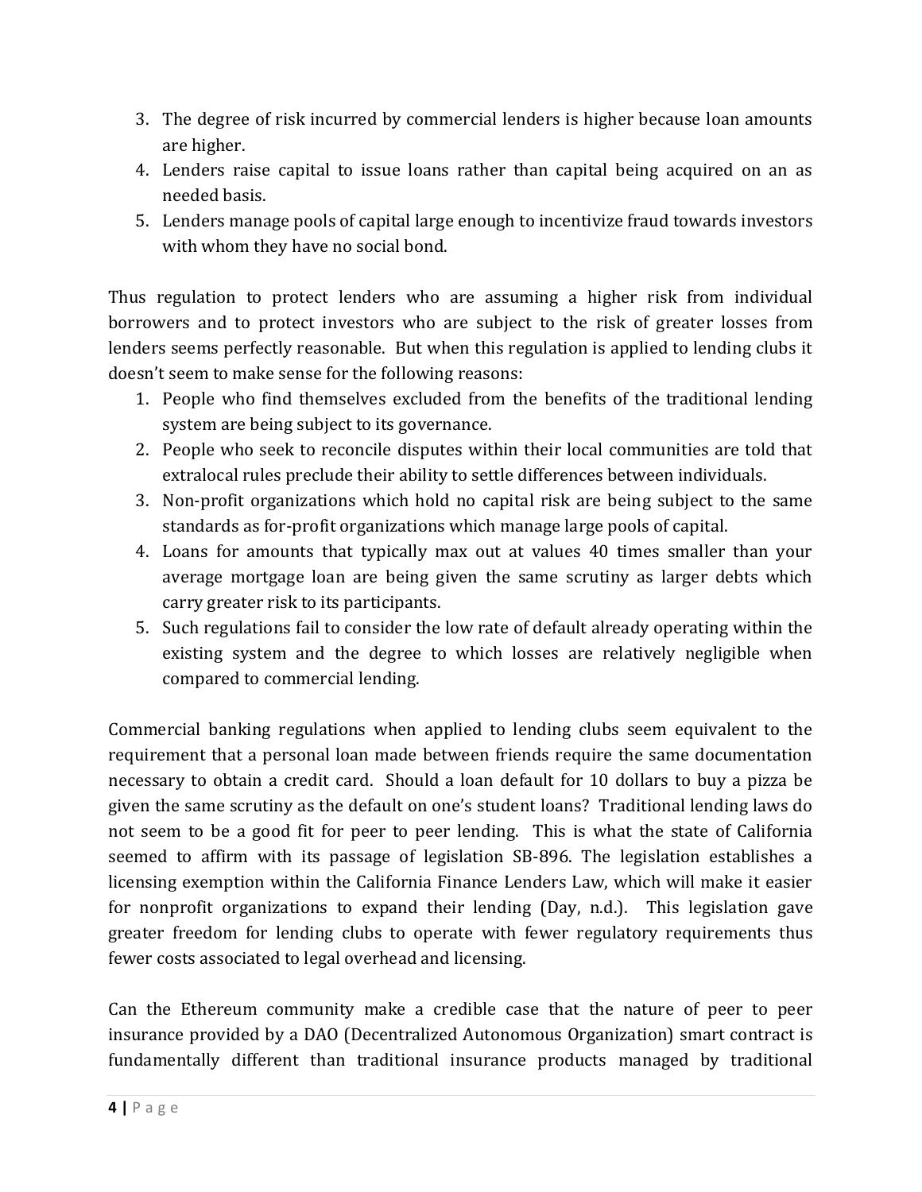3. The degree of risk incurred by commercial lenders is higher because loan amounts are higher.
4. Lenders raise capital to issue loans rather than capital being acquired on an as needed basis.
5. Lenders manage pools of capital large enough to incentivize fraud towards investors with whom they have no social bond.

Thus regulation to protect lenders who are assuming a higher risk from individual borrowers and to protect investors who are subject to the risk of greater losses from lenders seems perfectly reasonable. But when this regulation is applied to lending clubs it doesn't seem to make sense for the following reasons:

1. People who find themselves excluded from the benefits of the traditional lending system are being subject to its governance.
2. People who seek to reconcile disputes within their local communities are told that extralocal rules preclude their ability to settle differences between individuals.
3. Non-profit organizations which hold no capital risk are being subject to the same standards as for-profit organizations which manage large pools of capital.
4. Loans for amounts that typically max out at values 40 times smaller than your average mortgage loan are being given the same scrutiny as larger debts which carry greater risk to its participants.
5. Such regulations fail to consider the low rate of default already operating within the existing system and the degree to which losses are relatively negligible when compared to commercial lending.

Commercial banking regulations when applied to lending clubs seem equivalent to the requirement that a personal loan made between friends require the same documentation necessary to obtain a credit card. Should a loan default for 10 dollars to buy a pizza be given the same scrutiny as the default on one's student loans? Traditional lending laws do not seem to be a good fit for peer to peer lending. This is what the state of California seemed to affirm with its passage of legislation SB-896. The legislation establishes a licensing exemption within the California Finance Lenders Law, which will make it easier for nonprofit organizations to expand their lending (Day, n.d.). This legislation gave greater freedom for lending clubs to operate with fewer regulatory requirements thus fewer costs associated to legal overhead and licensing.

Can the Ethereum community make a credible case that the nature of peer to peer insurance provided by a DAO (Decentralized Autonomous Organization) smart contract is fundamentally different than traditional insurance products managed by traditional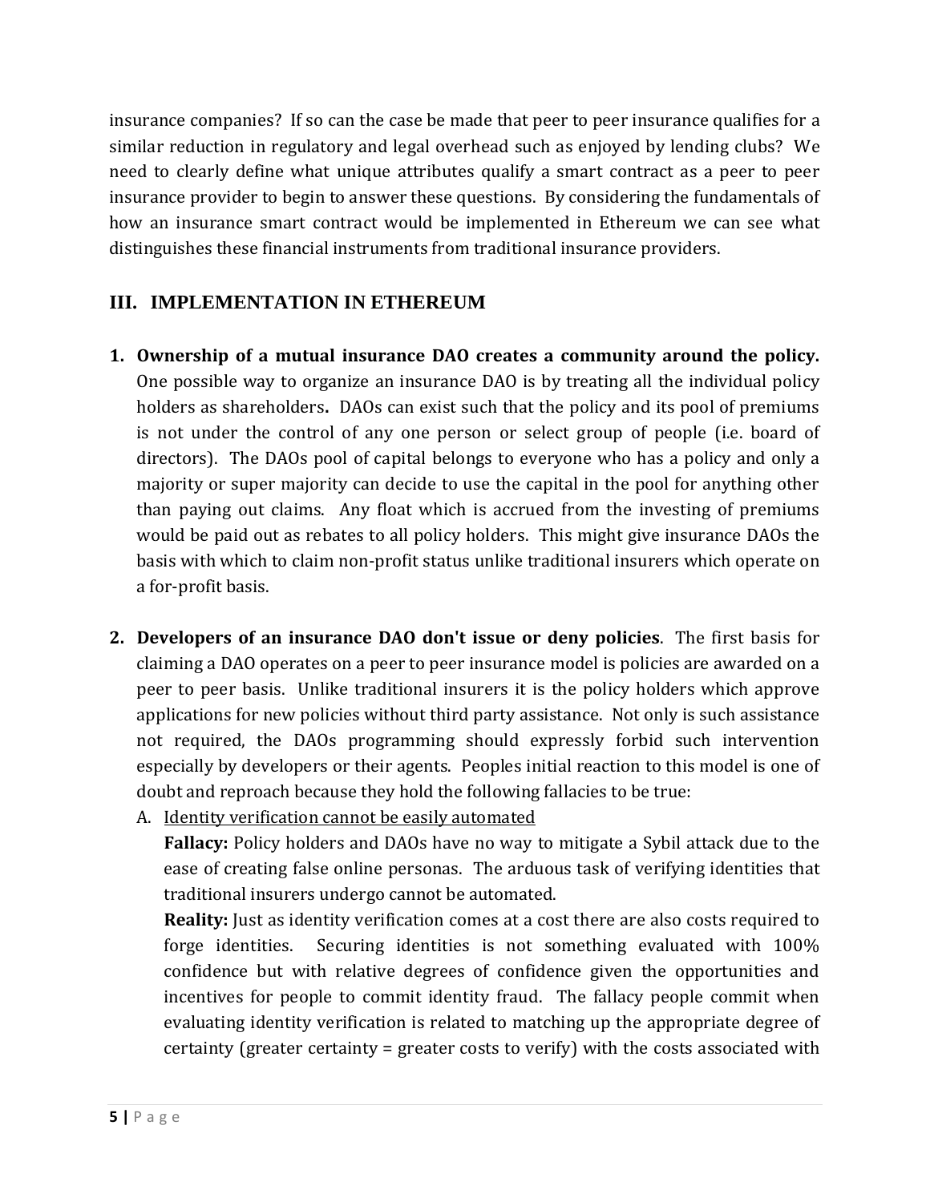insurance companies? If so can the case be made that peer to peer insurance qualifies for a similar reduction in regulatory and legal overhead such as enjoyed by lending clubs? We need to clearly define what unique attributes qualify a smart contract as a peer to peer insurance provider to begin to answer these questions. By considering the fundamentals of how an insurance smart contract would be implemented in Ethereum we can see what distinguishes these financial instruments from traditional insurance providers.

## III. IMPLEMENTATION IN ETHEREUM

1. **Ownership of a mutual insurance DAO creates a community around the policy.** One possible way to organize an insurance DAO is by treating all the individual policy holders as shareholders**.** DAOs can exist such that the policy and its pool of premiums is not under the control of any one person or select group of people (i.e. board of directors). The DAOs pool of capital belongs to everyone who has a policy and only a majority or super majority can decide to use the capital in the pool for anything other than paying out claims. Any float which is accrued from the investing of premiums would be paid out as rebates to all policy holders. This might give insurance DAOs the basis with which to claim non-profit status unlike traditional insurers which operate on a for-profit basis.

2. **Developers of an insurance DAO don't issue or deny policies**. The first basis for claiming a DAO operates on a peer to peer insurance model is policies are awarded on a peer to peer basis. Unlike traditional insurers it is the policy holders which approve applications for new policies without third party assistance. Not only is such assistance not required, the DAOs programming should expressly forbid such intervention especially by developers or their agents. Peoples initial reaction to this model is one of doubt and reproach because they hold the following fallacies to be true:

   A. <u>Identity verification cannot be easily automated</u>

      **Fallacy:** Policy holders and DAOs have no way to mitigate a Sybil attack due to the ease of creating false online personas. The arduous task of verifying identities that traditional insurers undergo cannot be automated.

      **Reality:** Just as identity verification comes at a cost there are also costs required to forge identities. Securing identities is not something evaluated with 100% confidence but with relative degrees of confidence given the opportunities and incentives for people to commit identity fraud. The fallacy people commit when evaluating identity verification is related to matching up the appropriate degree of certainty (greater certainty = greater costs to verify) with the costs associated with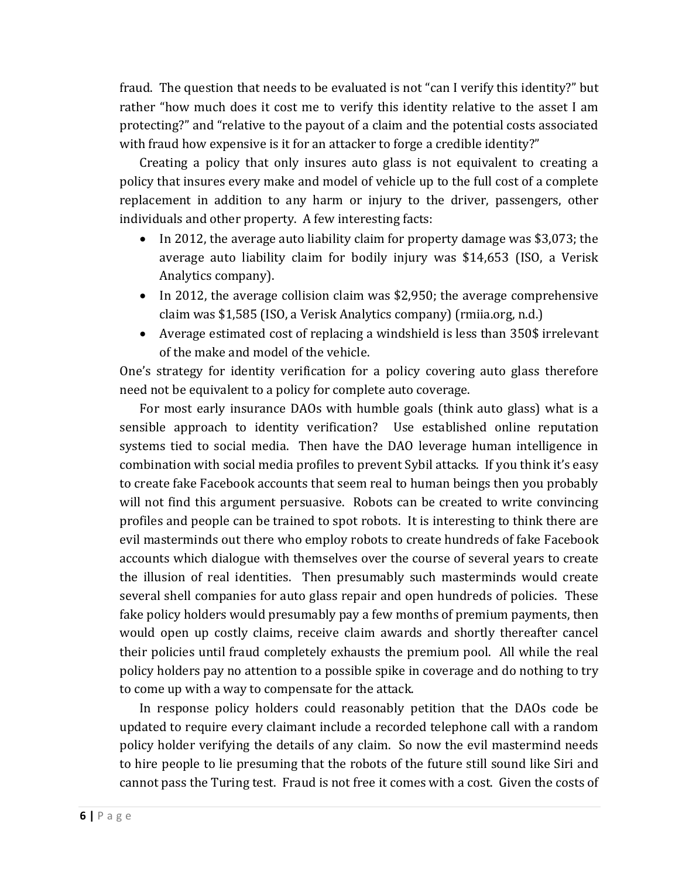fraud. The question that needs to be evaluated is not "can I verify this identity?" but rather "how much does it cost me to verify this identity relative to the asset I am protecting?" and "relative to the payout of a claim and the potential costs associated with fraud how expensive is it for an attacker to forge a credible identity?"

Creating a policy that only insures auto glass is not equivalent to creating a policy that insures every make and model of vehicle up to the full cost of a complete replacement in addition to any harm or injury to the driver, passengers, other individuals and other property. A few interesting facts:

- In 2012, the average auto liability claim for property damage was $3,073; the average auto liability claim for bodily injury was $14,653 (ISO, a Verisk Analytics company).
- In 2012, the average collision claim was $2,950; the average comprehensive claim was $1,585 (ISO, a Verisk Analytics company) (rmiia.org, n.d.)
- Average estimated cost of replacing a windshield is less than 350$ irrelevant of the make and model of the vehicle.

One's strategy for identity verification for a policy covering auto glass therefore need not be equivalent to a policy for complete auto coverage.

For most early insurance DAOs with humble goals (think auto glass) what is a sensible approach to identity verification? Use established online reputation systems tied to social media. Then have the DAO leverage human intelligence in combination with social media profiles to prevent Sybil attacks. If you think it's easy to create fake Facebook accounts that seem real to human beings then you probably will not find this argument persuasive. Robots can be created to write convincing profiles and people can be trained to spot robots. It is interesting to think there are evil masterminds out there who employ robots to create hundreds of fake Facebook accounts which dialogue with themselves over the course of several years to create the illusion of real identities. Then presumably such masterminds would create several shell companies for auto glass repair and open hundreds of policies. These fake policy holders would presumably pay a few months of premium payments, then would open up costly claims, receive claim awards and shortly thereafter cancel their policies until fraud completely exhausts the premium pool. All while the real policy holders pay no attention to a possible spike in coverage and do nothing to try to come up with a way to compensate for the attack.

In response policy holders could reasonably petition that the DAOs code be updated to require every claimant include a recorded telephone call with a random policy holder verifying the details of any claim. So now the evil mastermind needs to hire people to lie presuming that the robots of the future still sound like Siri and cannot pass the Turing test. Fraud is not free it comes with a cost. Given the costs of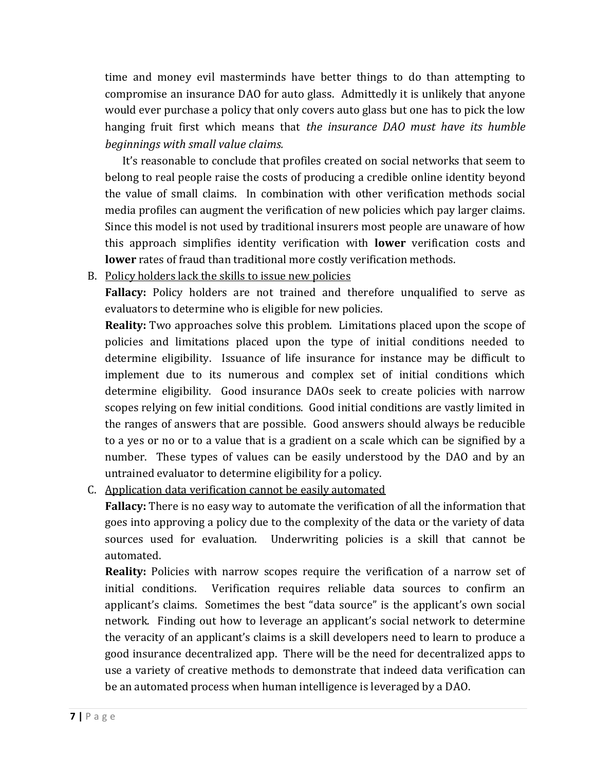time and money evil masterminds have better things to do than attempting to compromise an insurance DAO for auto glass. Admittedly it is unlikely that anyone would ever purchase a policy that only covers auto glass but one has to pick the low hanging fruit first which means that *the insurance DAO must have its humble beginnings with small value claims.*

It's reasonable to conclude that profiles created on social networks that seem to belong to real people raise the costs of producing a credible online identity beyond the value of small claims. In combination with other verification methods social media profiles can augment the verification of new policies which pay larger claims. Since this model is not used by traditional insurers most people are unaware of how this approach simplifies identity verification with **lower** verification costs and **lower** rates of fraud than traditional more costly verification methods.

B. <u>Policy holders lack the skills to issue new policies</u>

**Fallacy:** Policy holders are not trained and therefore unqualified to serve as evaluators to determine who is eligible for new policies.

**Reality:** Two approaches solve this problem. Limitations placed upon the scope of policies and limitations placed upon the type of initial conditions needed to determine eligibility. Issuance of life insurance for instance may be difficult to implement due to its numerous and complex set of initial conditions which determine eligibility. Good insurance DAOs seek to create policies with narrow scopes relying on few initial conditions. Good initial conditions are vastly limited in the ranges of answers that are possible. Good answers should always be reducible to a yes or no or to a value that is a gradient on a scale which can be signified by a number. These types of values can be easily understood by the DAO and by an untrained evaluator to determine eligibility for a policy.

C. <u>Application data verification cannot be easily automated</u>

**Fallacy:** There is no easy way to automate the verification of all the information that goes into approving a policy due to the complexity of the data or the variety of data sources used for evaluation. Underwriting policies is a skill that cannot be automated.

**Reality:** Policies with narrow scopes require the verification of a narrow set of initial conditions. Verification requires reliable data sources to confirm an applicant's claims. Sometimes the best "data source" is the applicant's own social network. Finding out how to leverage an applicant's social network to determine the veracity of an applicant's claims is a skill developers need to learn to produce a good insurance decentralized app. There will be the need for decentralized apps to use a variety of creative methods to demonstrate that indeed data verification can be an automated process when human intelligence is leveraged by a DAO.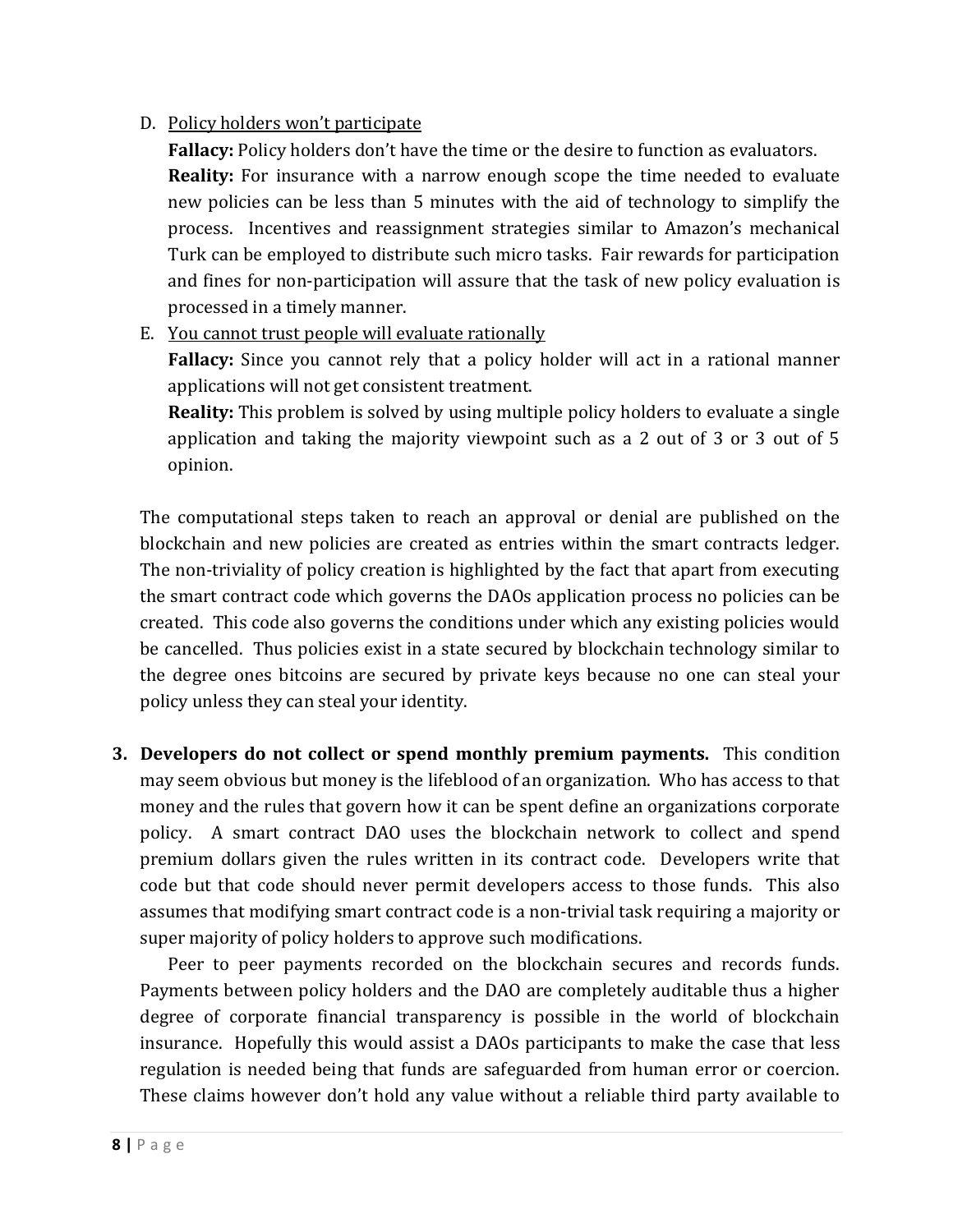D. <u>Policy holders won't participate</u>

   **Fallacy:** Policy holders don't have the time or the desire to function as evaluators.

   **Reality:** For insurance with a narrow enough scope the time needed to evaluate new policies can be less than 5 minutes with the aid of technology to simplify the process. Incentives and reassignment strategies similar to Amazon's mechanical Turk can be employed to distribute such micro tasks. Fair rewards for participation and fines for non-participation will assure that the task of new policy evaluation is processed in a timely manner.

E. <u>You cannot trust people will evaluate rationally</u>

   **Fallacy:** Since you cannot rely that a policy holder will act in a rational manner applications will not get consistent treatment.

   **Reality:** This problem is solved by using multiple policy holders to evaluate a single application and taking the majority viewpoint such as a 2 out of 3 or 3 out of 5 opinion.

The computational steps taken to reach an approval or denial are published on the blockchain and new policies are created as entries within the smart contracts ledger. The non-triviality of policy creation is highlighted by the fact that apart from executing the smart contract code which governs the DAOs application process no policies can be created. This code also governs the conditions under which any existing policies would be cancelled. Thus policies exist in a state secured by blockchain technology similar to the degree ones bitcoins are secured by private keys because no one can steal your policy unless they can steal your identity.

3. **Developers do not collect or spend monthly premium payments.** This condition may seem obvious but money is the lifeblood of an organization. Who has access to that money and the rules that govern how it can be spent define an organizations corporate policy. A smart contract DAO uses the blockchain network to collect and spend premium dollars given the rules written in its contract code. Developers write that code but that code should never permit developers access to those funds. This also assumes that modifying smart contract code is a non-trivial task requiring a majority or super majority of policy holders to approve such modifications.

   Peer to peer payments recorded on the blockchain secures and records funds. Payments between policy holders and the DAO are completely auditable thus a higher degree of corporate financial transparency is possible in the world of blockchain insurance. Hopefully this would assist a DAOs participants to make the case that less regulation is needed being that funds are safeguarded from human error or coercion. These claims however don't hold any value without a reliable third party available to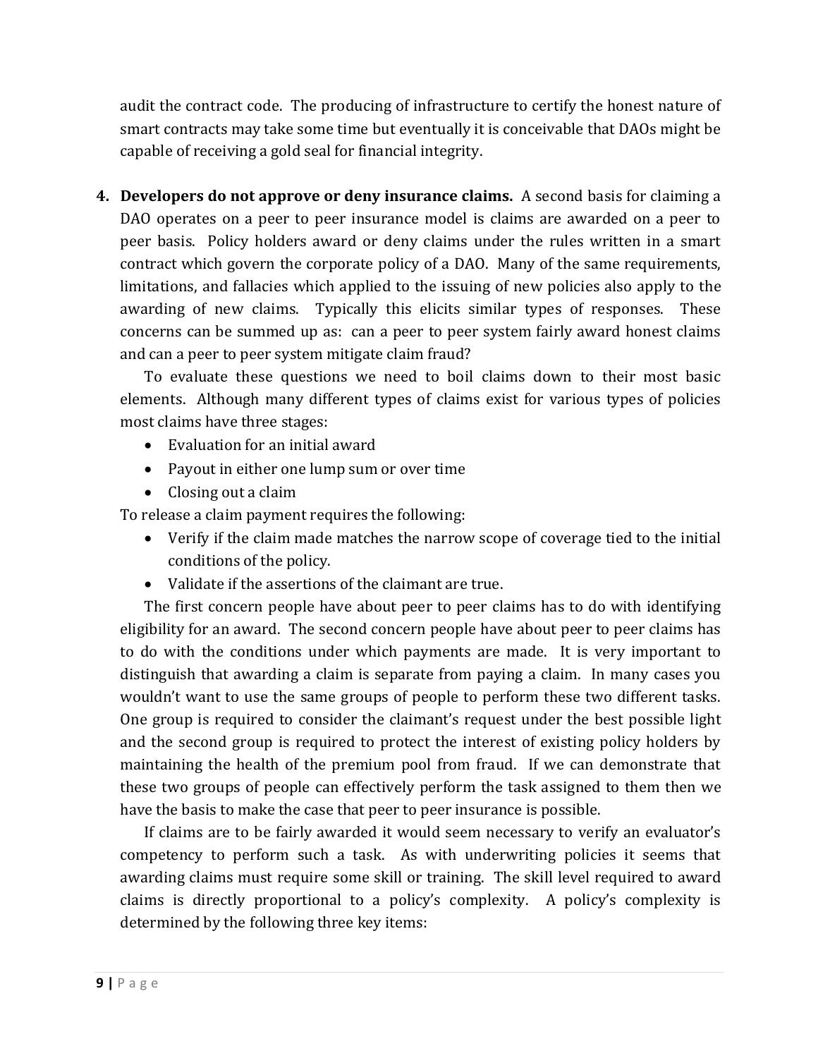audit the contract code. The producing of infrastructure to certify the honest nature of smart contracts may take some time but eventually it is conceivable that DAOs might be capable of receiving a gold seal for financial integrity.

4. **Developers do not approve or deny insurance claims.** A second basis for claiming a DAO operates on a peer to peer insurance model is claims are awarded on a peer to peer basis. Policy holders award or deny claims under the rules written in a smart contract which govern the corporate policy of a DAO. Many of the same requirements, limitations, and fallacies which applied to the issuing of new policies also apply to the awarding of new claims. Typically this elicits similar types of responses. These concerns can be summed up as: can a peer to peer system fairly award honest claims and can a peer to peer system mitigate claim fraud?

   To evaluate these questions we need to boil claims down to their most basic elements. Although many different types of claims exist for various types of policies most claims have three stages:

   - Evaluation for an initial award
   - Payout in either one lump sum or over time
   - Closing out a claim

   To release a claim payment requires the following:

   - Verify if the claim made matches the narrow scope of coverage tied to the initial conditions of the policy.
   - Validate if the assertions of the claimant are true.

   The first concern people have about peer to peer claims has to do with identifying eligibility for an award. The second concern people have about peer to peer claims has to do with the conditions under which payments are made. It is very important to distinguish that awarding a claim is separate from paying a claim. In many cases you wouldn't want to use the same groups of people to perform these two different tasks. One group is required to consider the claimant's request under the best possible light and the second group is required to protect the interest of existing policy holders by maintaining the health of the premium pool from fraud. If we can demonstrate that these two groups of people can effectively perform the task assigned to them then we have the basis to make the case that peer to peer insurance is possible.

   If claims are to be fairly awarded it would seem necessary to verify an evaluator's competency to perform such a task. As with underwriting policies it seems that awarding claims must require some skill or training. The skill level required to award claims is directly proportional to a policy's complexity. A policy's complexity is determined by the following three key items: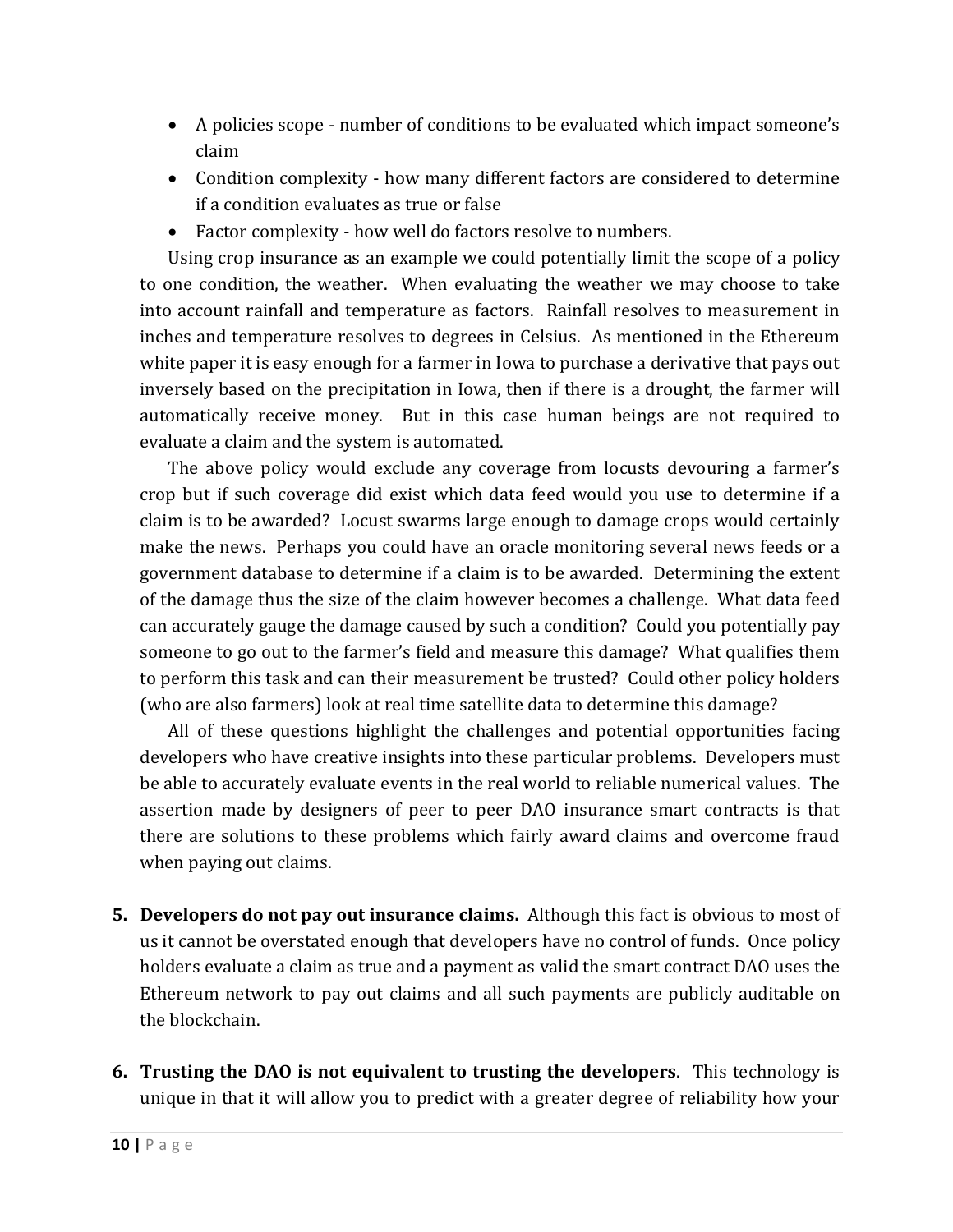- A policies scope - number of conditions to be evaluated which impact someone's claim
- Condition complexity - how many different factors are considered to determine if a condition evaluates as true or false
- Factor complexity - how well do factors resolve to numbers.

Using crop insurance as an example we could potentially limit the scope of a policy to one condition, the weather. When evaluating the weather we may choose to take into account rainfall and temperature as factors. Rainfall resolves to measurement in inches and temperature resolves to degrees in Celsius. As mentioned in the Ethereum white paper it is easy enough for a farmer in Iowa to purchase a derivative that pays out inversely based on the precipitation in Iowa, then if there is a drought, the farmer will automatically receive money. But in this case human beings are not required to evaluate a claim and the system is automated.

The above policy would exclude any coverage from locusts devouring a farmer's crop but if such coverage did exist which data feed would you use to determine if a claim is to be awarded? Locust swarms large enough to damage crops would certainly make the news. Perhaps you could have an oracle monitoring several news feeds or a government database to determine if a claim is to be awarded. Determining the extent of the damage thus the size of the claim however becomes a challenge. What data feed can accurately gauge the damage caused by such a condition? Could you potentially pay someone to go out to the farmer's field and measure this damage? What qualifies them to perform this task and can their measurement be trusted? Could other policy holders (who are also farmers) look at real time satellite data to determine this damage?

All of these questions highlight the challenges and potential opportunities facing developers who have creative insights into these particular problems. Developers must be able to accurately evaluate events in the real world to reliable numerical values. The assertion made by designers of peer to peer DAO insurance smart contracts is that there are solutions to these problems which fairly award claims and overcome fraud when paying out claims.

5. **Developers do not pay out insurance claims.** Although this fact is obvious to most of us it cannot be overstated enough that developers have no control of funds. Once policy holders evaluate a claim as true and a payment as valid the smart contract DAO uses the Ethereum network to pay out claims and all such payments are publicly auditable on the blockchain.

6. **Trusting the DAO is not equivalent to trusting the developers**. This technology is unique in that it will allow you to predict with a greater degree of reliability how your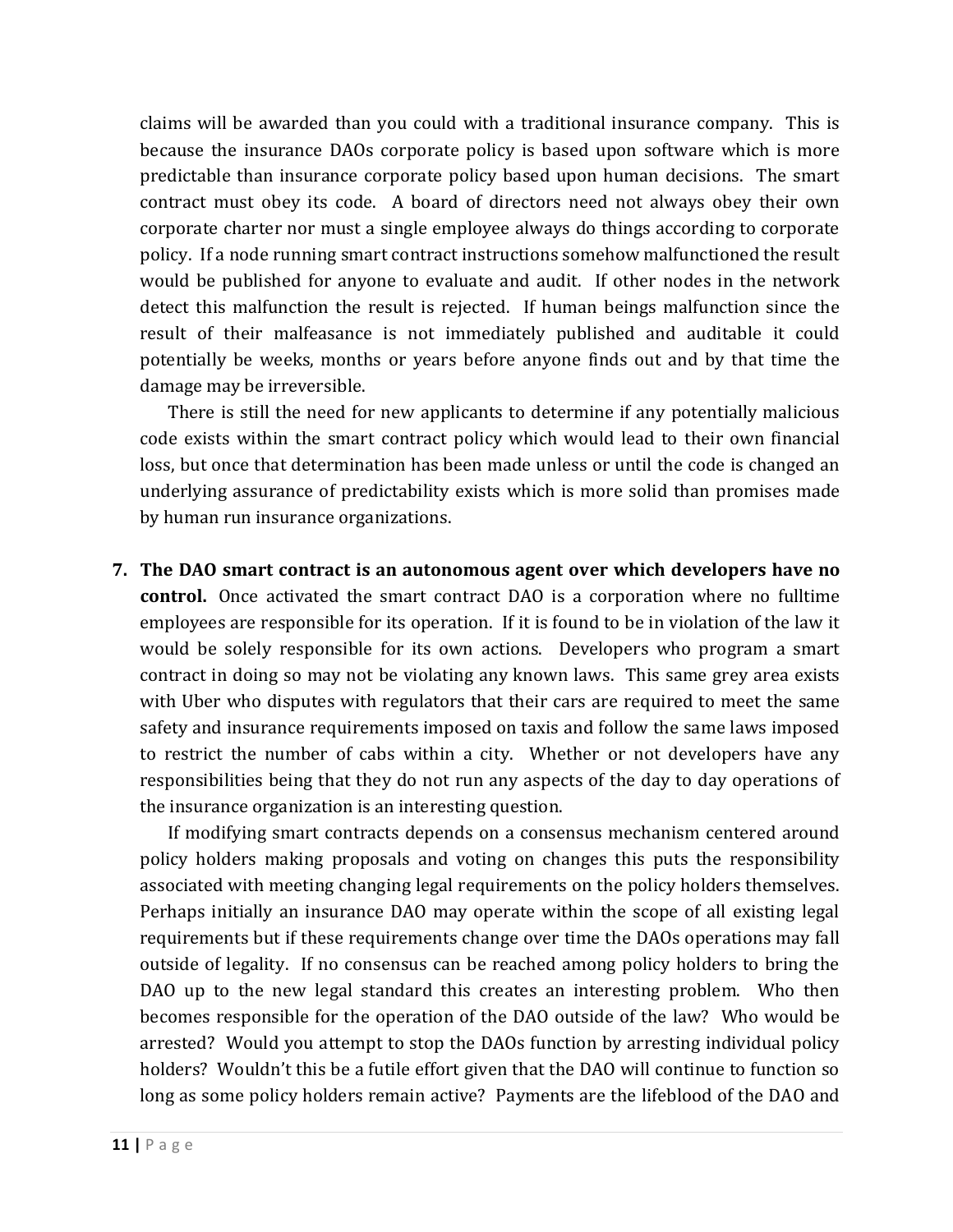claims will be awarded than you could with a traditional insurance company. This is because the insurance DAOs corporate policy is based upon software which is more predictable than insurance corporate policy based upon human decisions. The smart contract must obey its code. A board of directors need not always obey their own corporate charter nor must a single employee always do things according to corporate policy. If a node running smart contract instructions somehow malfunctioned the result would be published for anyone to evaluate and audit. If other nodes in the network detect this malfunction the result is rejected. If human beings malfunction since the result of their malfeasance is not immediately published and auditable it could potentially be weeks, months or years before anyone finds out and by that time the damage may be irreversible.

There is still the need for new applicants to determine if any potentially malicious code exists within the smart contract policy which would lead to their own financial loss, but once that determination has been made unless or until the code is changed an underlying assurance of predictability exists which is more solid than promises made by human run insurance organizations.

7. **The DAO smart contract is an autonomous agent over which developers have no control.** Once activated the smart contract DAO is a corporation where no fulltime employees are responsible for its operation. If it is found to be in violation of the law it would be solely responsible for its own actions. Developers who program a smart contract in doing so may not be violating any known laws. This same grey area exists with Uber who disputes with regulators that their cars are required to meet the same safety and insurance requirements imposed on taxis and follow the same laws imposed to restrict the number of cabs within a city. Whether or not developers have any responsibilities being that they do not run any aspects of the day to day operations of the insurance organization is an interesting question.

   If modifying smart contracts depends on a consensus mechanism centered around policy holders making proposals and voting on changes this puts the responsibility associated with meeting changing legal requirements on the policy holders themselves. Perhaps initially an insurance DAO may operate within the scope of all existing legal requirements but if these requirements change over time the DAOs operations may fall outside of legality. If no consensus can be reached among policy holders to bring the DAO up to the new legal standard this creates an interesting problem. Who then becomes responsible for the operation of the DAO outside of the law? Who would be arrested? Would you attempt to stop the DAOs function by arresting individual policy holders? Wouldn't this be a futile effort given that the DAO will continue to function so long as some policy holders remain active? Payments are the lifeblood of the DAO and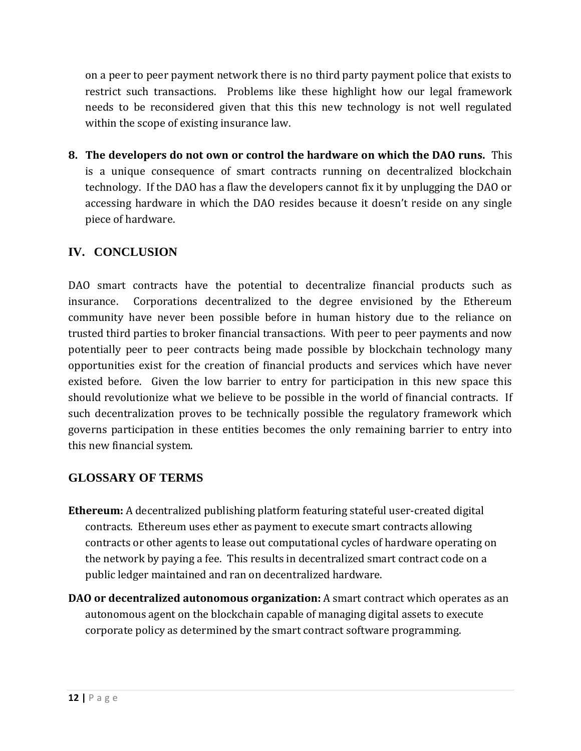on a peer to peer payment network there is no third party payment police that exists to restrict such transactions. Problems like these highlight how our legal framework needs to be reconsidered given that this this new technology is not well regulated within the scope of existing insurance law.

8. **The developers do not own or control the hardware on which the DAO runs.** This is a unique consequence of smart contracts running on decentralized blockchain technology. If the DAO has a flaw the developers cannot fix it by unplugging the DAO or accessing hardware in which the DAO resides because it doesn't reside on any single piece of hardware.

## IV. CONCLUSION

DAO smart contracts have the potential to decentralize financial products such as insurance. Corporations decentralized to the degree envisioned by the Ethereum community have never been possible before in human history due to the reliance on trusted third parties to broker financial transactions. With peer to peer payments and now potentially peer to peer contracts being made possible by blockchain technology many opportunities exist for the creation of financial products and services which have never existed before. Given the low barrier to entry for participation in this new space this should revolutionize what we believe to be possible in the world of financial contracts. If such decentralization proves to be technically possible the regulatory framework which governs participation in these entities becomes the only remaining barrier to entry into this new financial system.

## GLOSSARY OF TERMS

**Ethereum:** A decentralized publishing platform featuring stateful user-created digital contracts. Ethereum uses ether as payment to execute smart contracts allowing contracts or other agents to lease out computational cycles of hardware operating on the network by paying a fee. This results in decentralized smart contract code on a public ledger maintained and ran on decentralized hardware.

**DAO or decentralized autonomous organization:** A smart contract which operates as an autonomous agent on the blockchain capable of managing digital assets to execute corporate policy as determined by the smart contract software programming.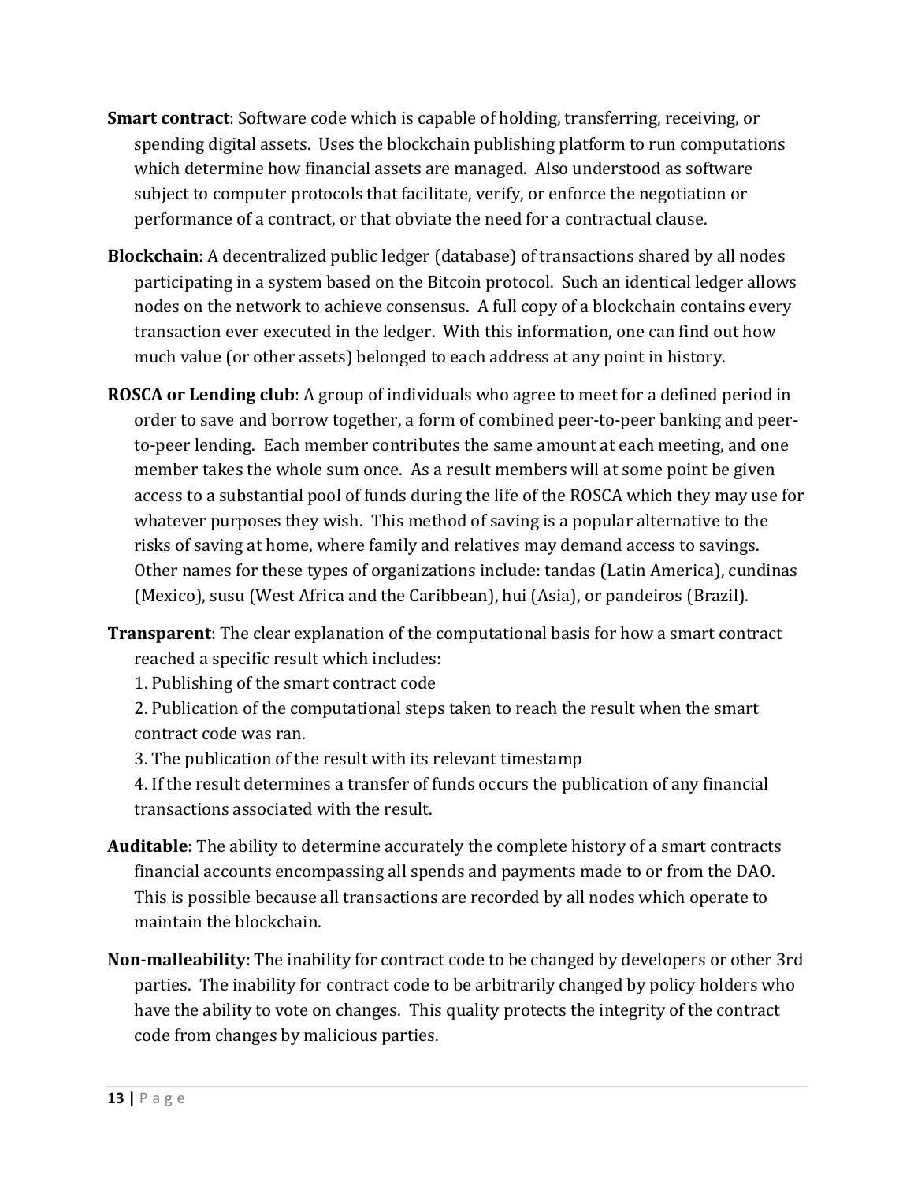**Smart contract**: Software code which is capable of holding, transferring, receiving, or spending digital assets. Uses the blockchain publishing platform to run computations which determine how financial assets are managed. Also understood as software subject to computer protocols that facilitate, verify, or enforce the negotiation or performance of a contract, or that obviate the need for a contractual clause.

**Blockchain**: A decentralized public ledger (database) of transactions shared by all nodes participating in a system based on the Bitcoin protocol. Such an identical ledger allows nodes on the network to achieve consensus. A full copy of a blockchain contains every transaction ever executed in the ledger. With this information, one can find out how much value (or other assets) belonged to each address at any point in history.

**ROSCA or Lending club**: A group of individuals who agree to meet for a defined period in order to save and borrow together, a form of combined peer-to-peer banking and peer-to-peer lending. Each member contributes the same amount at each meeting, and one member takes the whole sum once. As a result members will at some point be given access to a substantial pool of funds during the life of the ROSCA which they may use for whatever purposes they wish. This method of saving is a popular alternative to the risks of saving at home, where family and relatives may demand access to savings. Other names for these types of organizations include: tandas (Latin America), cundinas (Mexico), susu (West Africa and the Caribbean), hui (Asia), or pandeiros (Brazil).

**Transparent**: The clear explanation of the computational basis for how a smart contract reached a specific result which includes:

1. Publishing of the smart contract code
2. Publication of the computational steps taken to reach the result when the smart contract code was ran.
3. The publication of the result with its relevant timestamp
4. If the result determines a transfer of funds occurs the publication of any financial transactions associated with the result.

**Auditable**: The ability to determine accurately the complete history of a smart contracts financial accounts encompassing all spends and payments made to or from the DAO. This is possible because all transactions are recorded by all nodes which operate to maintain the blockchain.

**Non-malleability**: The inability for contract code to be changed by developers or other 3rd parties. The inability for contract code to be arbitrarily changed by policy holders who have the ability to vote on changes. This quality protects the integrity of the contract code from changes by malicious parties.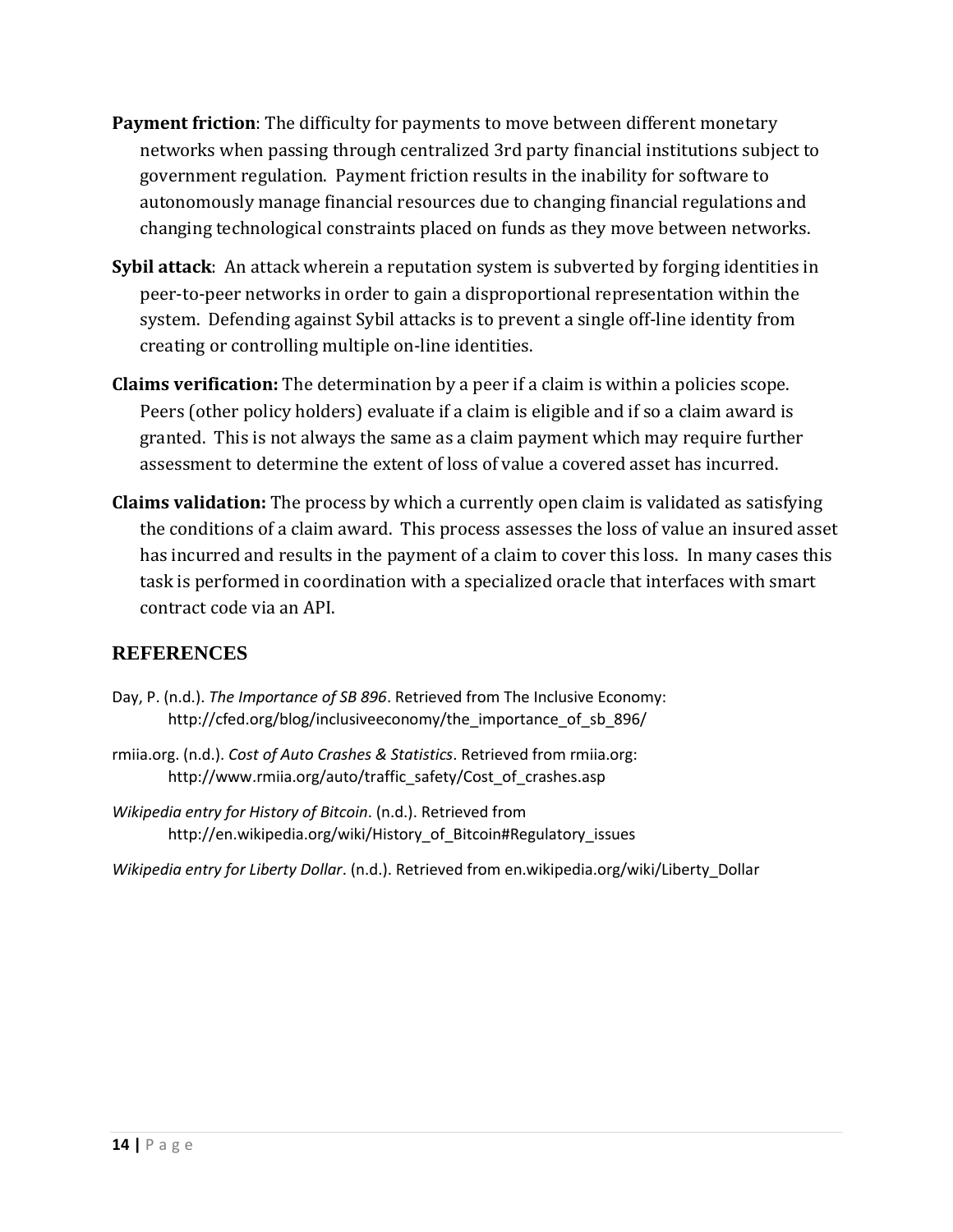**Payment friction**: The difficulty for payments to move between different monetary networks when passing through centralized 3rd party financial institutions subject to government regulation. Payment friction results in the inability for software to autonomously manage financial resources due to changing financial regulations and changing technological constraints placed on funds as they move between networks.

**Sybil attack**: An attack wherein a reputation system is subverted by forging identities in peer-to-peer networks in order to gain a disproportional representation within the system. Defending against Sybil attacks is to prevent a single off-line identity from creating or controlling multiple on-line identities.

**Claims verification:** The determination by a peer if a claim is within a policies scope. Peers (other policy holders) evaluate if a claim is eligible and if so a claim award is granted. This is not always the same as a claim payment which may require further assessment to determine the extent of loss of value a covered asset has incurred.

**Claims validation:** The process by which a currently open claim is validated as satisfying the conditions of a claim award. This process assesses the loss of value an insured asset has incurred and results in the payment of a claim to cover this loss. In many cases this task is performed in coordination with a specialized oracle that interfaces with smart contract code via an API.

## REFERENCES

Day, P. (n.d.). *The Importance of SB 896*. Retrieved from The Inclusive Economy: http://cfed.org/blog/inclusiveeconomy/the_importance_of_sb_896/

rmiia.org. (n.d.). *Cost of Auto Crashes & Statistics*. Retrieved from rmiia.org: http://www.rmiia.org/auto/traffic_safety/Cost_of_crashes.asp

*Wikipedia entry for History of Bitcoin*. (n.d.). Retrieved from http://en.wikipedia.org/wiki/History_of_Bitcoin#Regulatory_issues

*Wikipedia entry for Liberty Dollar*. (n.d.). Retrieved from en.wikipedia.org/wiki/Liberty_Dollar